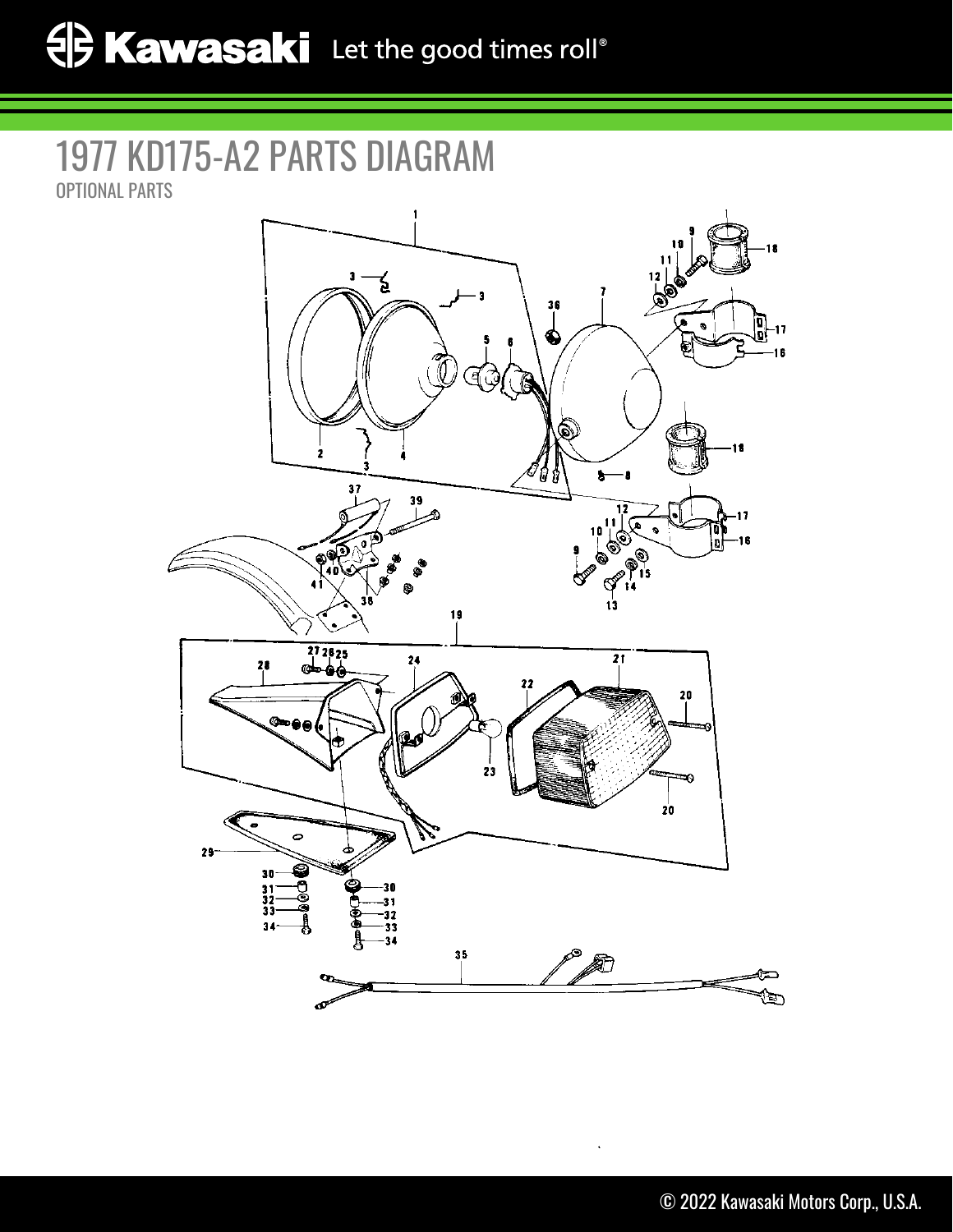# 1977 KD175-A2 PARTS DIAGRAM

OPTIONAL PARTS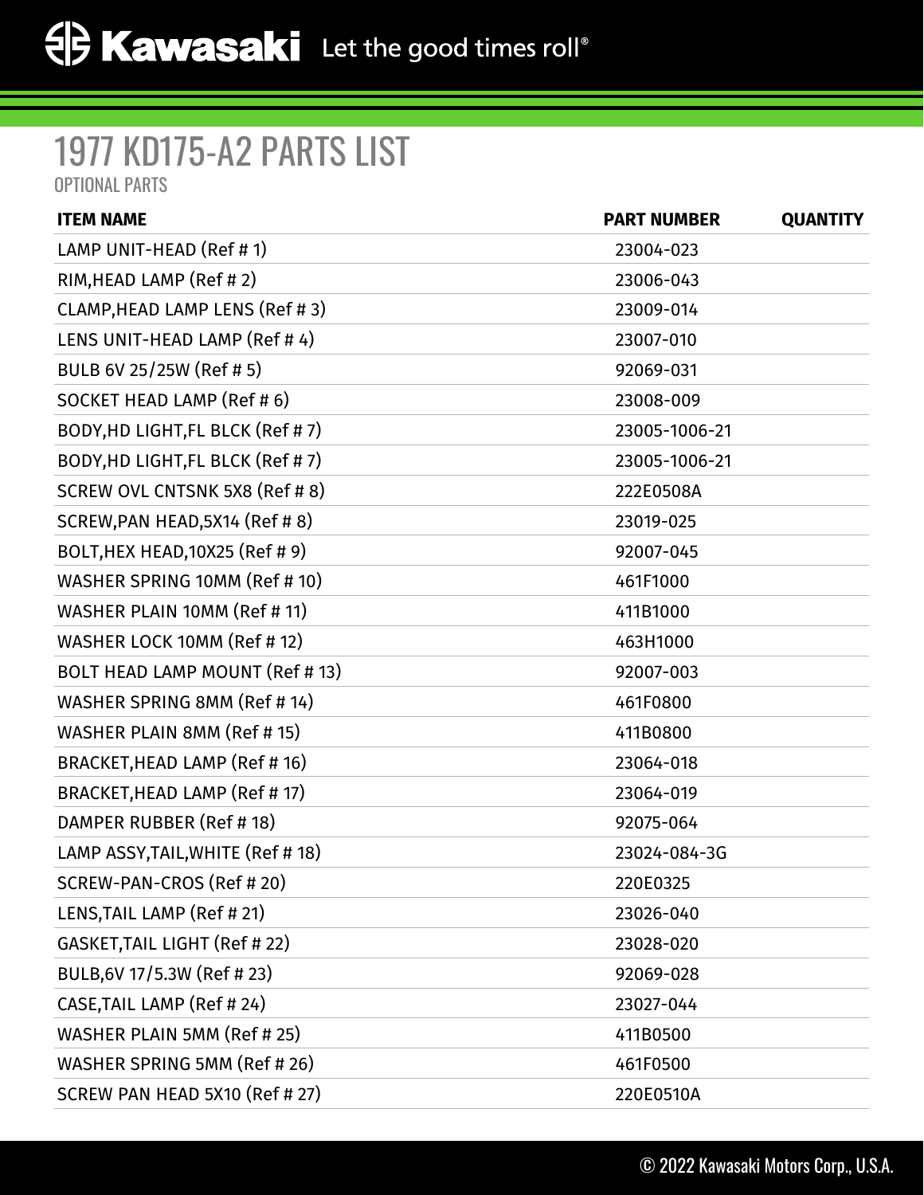# 1977 KD175-A2 PARTS LIST

OPTIONAL PARTS

| ITEM NAME | PART NUMBER | QUANTITY |
|---|---|---|
| LAMP UNIT-HEAD (Ref # 1) | 23004-023 | |
| RIM,HEAD LAMP (Ref # 2) | 23006-043 | |
| CLAMP,HEAD LAMP LENS (Ref # 3) | 23009-014 | |
| LENS UNIT-HEAD LAMP (Ref # 4) | 23007-010 | |
| BULB 6V 25/25W (Ref # 5) | 92069-031 | |
| SOCKET HEAD LAMP (Ref # 6) | 23008-009 | |
| BODY,HD LIGHT,FL BLCK (Ref # 7) | 23005-1006-21 | |
| BODY,HD LIGHT,FL BLCK (Ref # 7) | 23005-1006-21 | |
| SCREW OVL CNTSNK 5X8 (Ref # 8) | 222E0508A | |
| SCREW,PAN HEAD,5X14 (Ref # 8) | 23019-025 | |
| BOLT,HEX HEAD,10X25 (Ref # 9) | 92007-045 | |
| WASHER SPRING 10MM (Ref # 10) | 461F1000 | |
| WASHER PLAIN 10MM (Ref # 11) | 411B1000 | |
| WASHER LOCK 10MM (Ref # 12) | 463H1000 | |
| BOLT HEAD LAMP MOUNT (Ref # 13) | 92007-003 | |
| WASHER SPRING 8MM (Ref # 14) | 461F0800 | |
| WASHER PLAIN 8MM (Ref # 15) | 411B0800 | |
| BRACKET,HEAD LAMP (Ref # 16) | 23064-018 | |
| BRACKET,HEAD LAMP (Ref # 17) | 23064-019 | |
| DAMPER RUBBER (Ref # 18) | 92075-064 | |
| LAMP ASSY,TAIL,WHITE (Ref # 18) | 23024-084-3G | |
| SCREW-PAN-CROS (Ref # 20) | 220E0325 | |
| LENS,TAIL LAMP (Ref # 21) | 23026-040 | |
| GASKET,TAIL LIGHT (Ref # 22) | 23028-020 | |
| BULB,6V 17/5.3W (Ref # 23) | 92069-028 | |
| CASE,TAIL LAMP (Ref # 24) | 23027-044 | |
| WASHER PLAIN 5MM (Ref # 25) | 411B0500 | |
| WASHER SPRING 5MM (Ref # 26) | 461F0500 | |
| SCREW PAN HEAD 5X10 (Ref # 27) | 220E0510A | |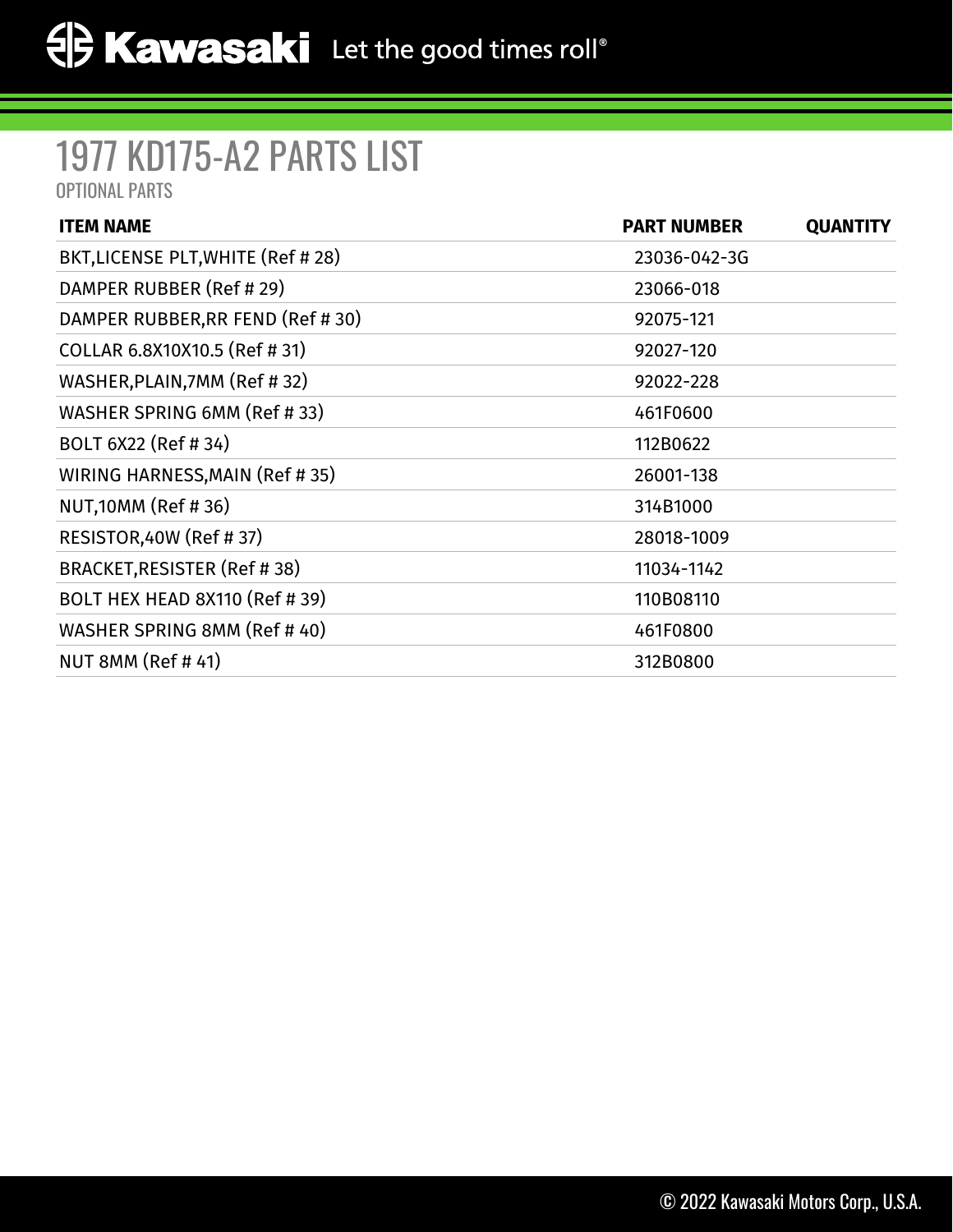# 1977 KD175-A2 PARTS LIST

OPTIONAL PARTS

| ITEM NAME | PART NUMBER | QUANTITY |
| --- | --- | --- |
| BKT,LICENSE PLT,WHITE (Ref # 28) | 23036-042-3G | |
| DAMPER RUBBER (Ref # 29) | 23066-018 | |
| DAMPER RUBBER,RR FEND (Ref # 30) | 92075-121 | |
| COLLAR 6.8X10X10.5 (Ref # 31) | 92027-120 | |
| WASHER,PLAIN,7MM (Ref # 32) | 92022-228 | |
| WASHER SPRING 6MM (Ref # 33) | 461F0600 | |
| BOLT 6X22 (Ref # 34) | 112B0622 | |
| WIRING HARNESS,MAIN (Ref # 35) | 26001-138 | |
| NUT,10MM (Ref # 36) | 314B1000 | |
| RESISTOR,40W (Ref # 37) | 28018-1009 | |
| BRACKET,RESISTER (Ref # 38) | 11034-1142 | |
| BOLT HEX HEAD 8X110 (Ref # 39) | 110B08110 | |
| WASHER SPRING 8MM (Ref # 40) | 461F0800 | |
| NUT 8MM (Ref # 41) | 312B0800 | |